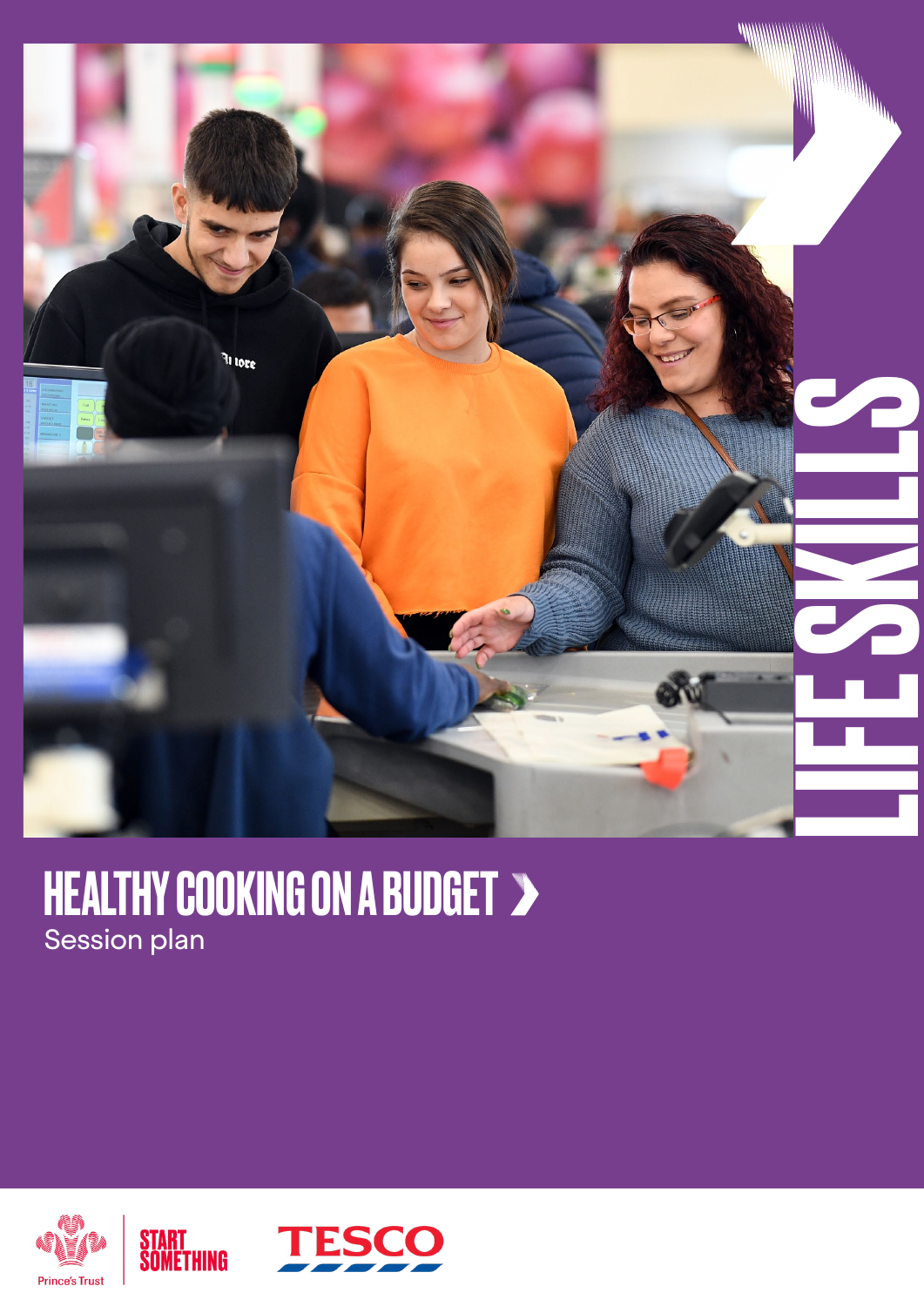LIFE SKILLS

# HEALTHY COOKING ON A BUDGET

Session plan

Prince's Trust | START SOMETHING | TESCO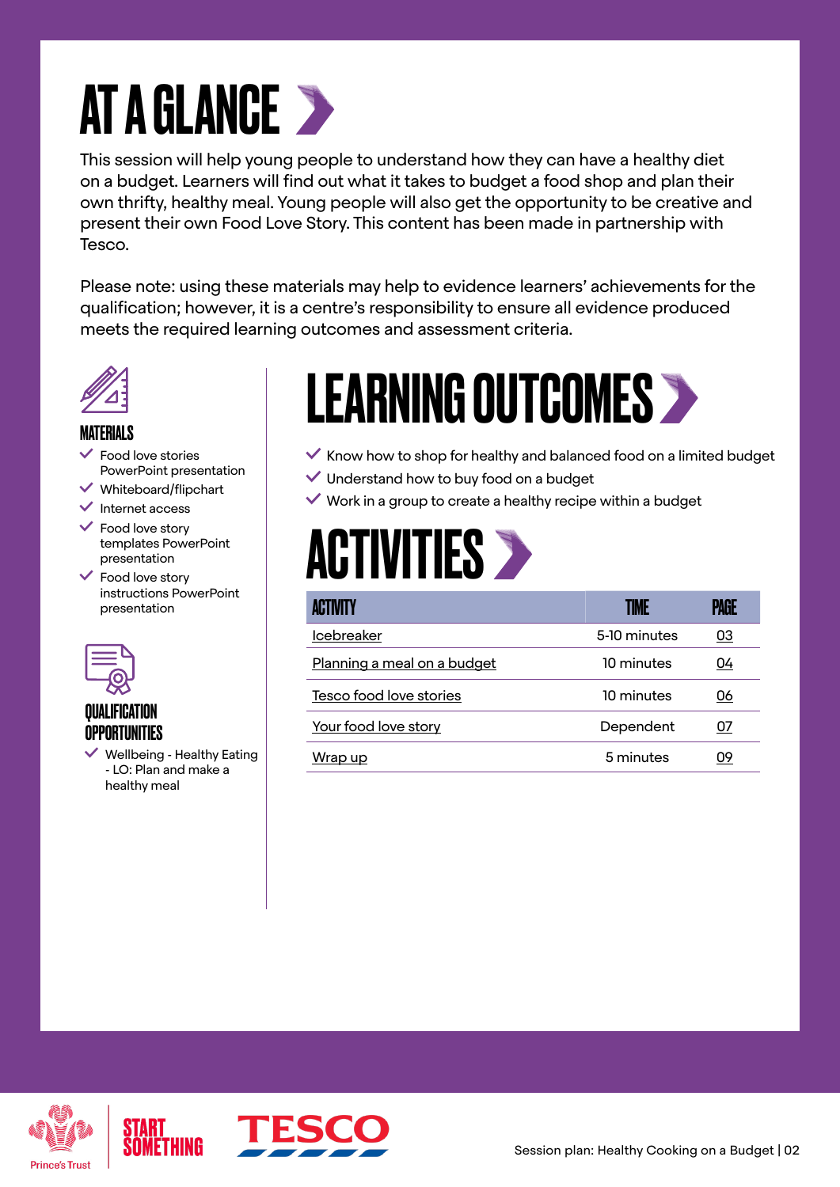# AT A GLANCE

This session will help young people to understand how they can have a healthy diet on a budget. Learners will find out what it takes to budget a food shop and plan their own thrifty, healthy meal. Young people will also get the opportunity to be creative and present their own Food Love Story. This content has been made in partnership with Tesco.

Please note: using these materials may help to evidence learners' achievements for the qualification; however, it is a centre's responsibility to ensure all evidence produced meets the required learning outcomes and assessment criteria.

### MATERIALS

- Food love stories PowerPoint presentation
- Whiteboard/flipchart
- Internet access
- Food love story templates PowerPoint presentation
- Food love story instructions PowerPoint presentation

### QUALIFICATION OPPORTUNITIES

- Wellbeing - Healthy Eating - LO: Plan and make a healthy meal

## LEARNING OUTCOMES

- Know how to shop for healthy and balanced food on a limited budget
- Understand how to buy food on a budget
- Work in a group to create a healthy recipe within a budget

## ACTIVITIES

| ACTIVITY | TIME | PAGE |
|---|---|---|
| Icebreaker | 5-10 minutes | 03 |
| Planning a meal on a budget | 10 minutes | 04 |
| Tesco food love stories | 10 minutes | 06 |
| Your food love story | Dependent | 07 |
| Wrap up | 5 minutes | 09 |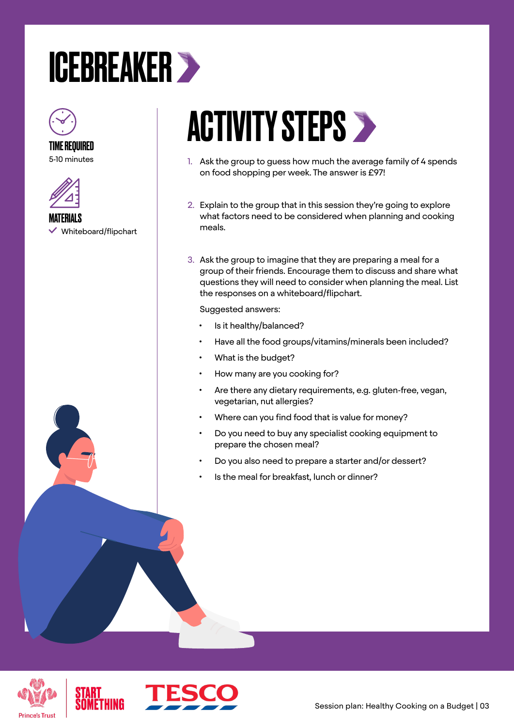# ICEBREAKER

**TIME REQUIRED**

5-10 minutes

**MATERIALS**

- Whiteboard/flipchart

## ACTIVITY STEPS

1. Ask the group to guess how much the average family of 4 spends on food shopping per week. The answer is £97!

2. Explain to the group that in this session they're going to explore what factors need to be considered when planning and cooking meals.

3. Ask the group to imagine that they are preparing a meal for a group of their friends. Encourage them to discuss and share what questions they will need to consider when planning the meal. List the responses on a whiteboard/flipchart.

   Suggested answers:

   - Is it healthy/balanced?
   - Have all the food groups/vitamins/minerals been included?
   - What is the budget?
   - How many are you cooking for?
   - Are there any dietary requirements, e.g. gluten-free, vegan, vegetarian, nut allergies?
   - Where can you find food that is value for money?
   - Do you need to buy any specialist cooking equipment to prepare the chosen meal?
   - Do you also need to prepare a starter and/or dessert?
   - Is the meal for breakfast, lunch or dinner?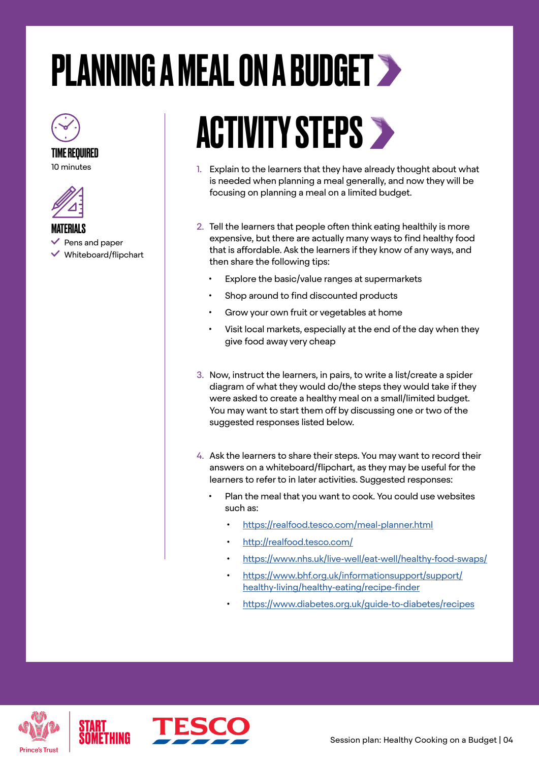# PLANNING A MEAL ON A BUDGET

**TIME REQUIRED**

10 minutes

**MATERIALS**

- Pens and paper
- Whiteboard/flipchart

## ACTIVITY STEPS

1. Explain to the learners that they have already thought about what is needed when planning a meal generally, and now they will be focusing on planning a meal on a limited budget.

2. Tell the learners that people often think eating healthily is more expensive, but there are actually many ways to find healthy food that is affordable. Ask the learners if they know of any ways, and then share the following tips:
   - Explore the basic/value ranges at supermarkets
   - Shop around to find discounted products
   - Grow your own fruit or vegetables at home
   - Visit local markets, especially at the end of the day when they give food away very cheap

3. Now, instruct the learners, in pairs, to write a list/create a spider diagram of what they would do/the steps they would take if they were asked to create a healthy meal on a small/limited budget. You may want to start them off by discussing one or two of the suggested responses listed below.

4. Ask the learners to share their steps. You may want to record their answers on a whiteboard/flipchart, as they may be useful for the learners to refer to in later activities. Suggested responses:
   - Plan the meal that you want to cook. You could use websites such as:
     - https://realfood.tesco.com/meal-planner.html
     - http://realfood.tesco.com/
     - https://www.nhs.uk/live-well/eat-well/healthy-food-swaps/
     - https://www.bhf.org.uk/informationsupport/support/healthy-living/healthy-eating/recipe-finder
     - https://www.diabetes.org.uk/guide-to-diabetes/recipes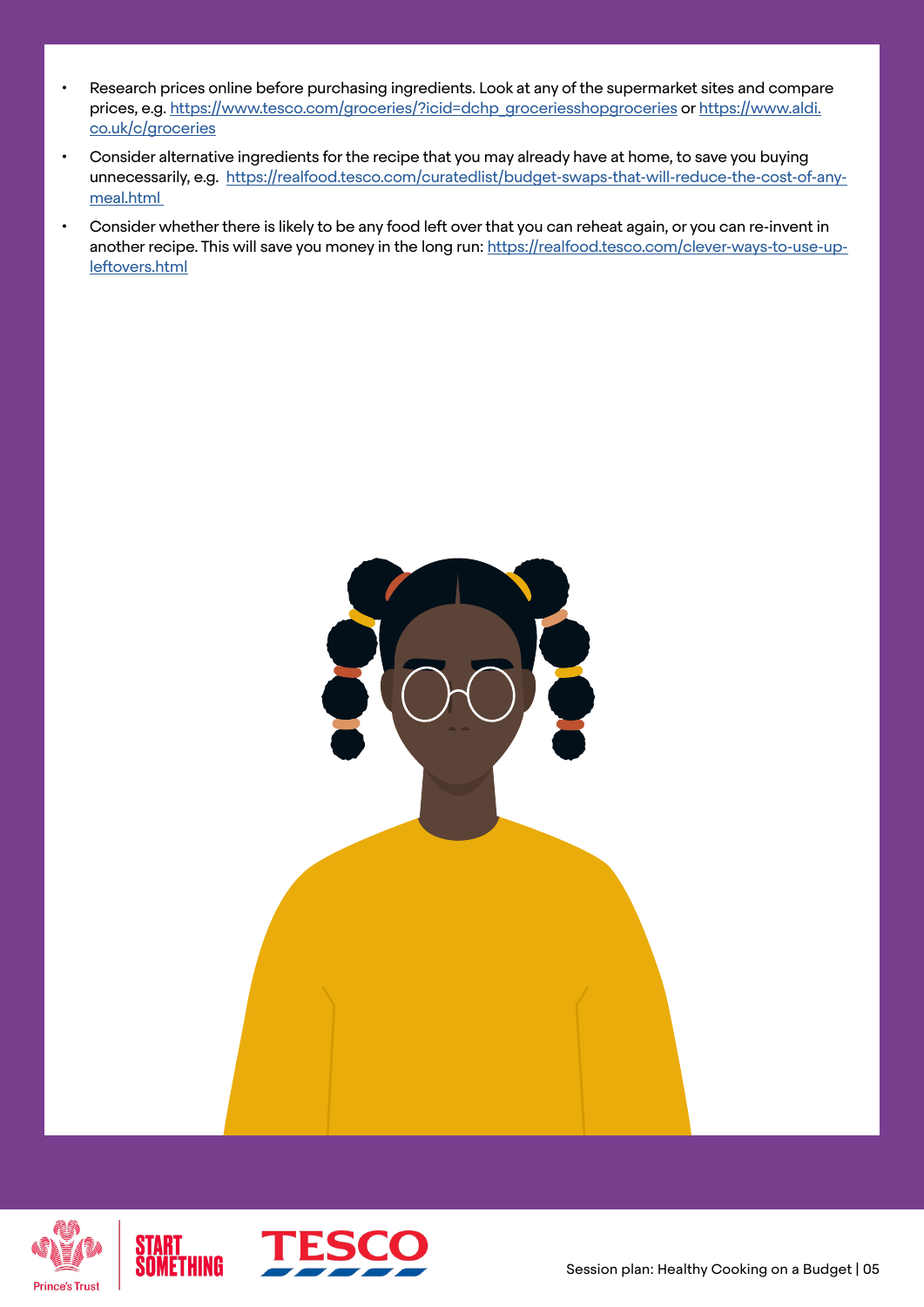- Research prices online before purchasing ingredients. Look at any of the supermarket sites and compare prices, e.g. https://www.tesco.com/groceries/?icid=dchp_groceriesshopgroceries or https://www.aldi.co.uk/c/groceries
- Consider alternative ingredients for the recipe that you may already have at home, to save you buying unnecessarily, e.g. https://realfood.tesco.com/curatedlist/budget-swaps-that-will-reduce-the-cost-of-any-meal.html
- Consider whether there is likely to be any food left over that you can reheat again, or you can re-invent in another recipe. This will save you money in the long run: https://realfood.tesco.com/clever-ways-to-use-up-leftovers.html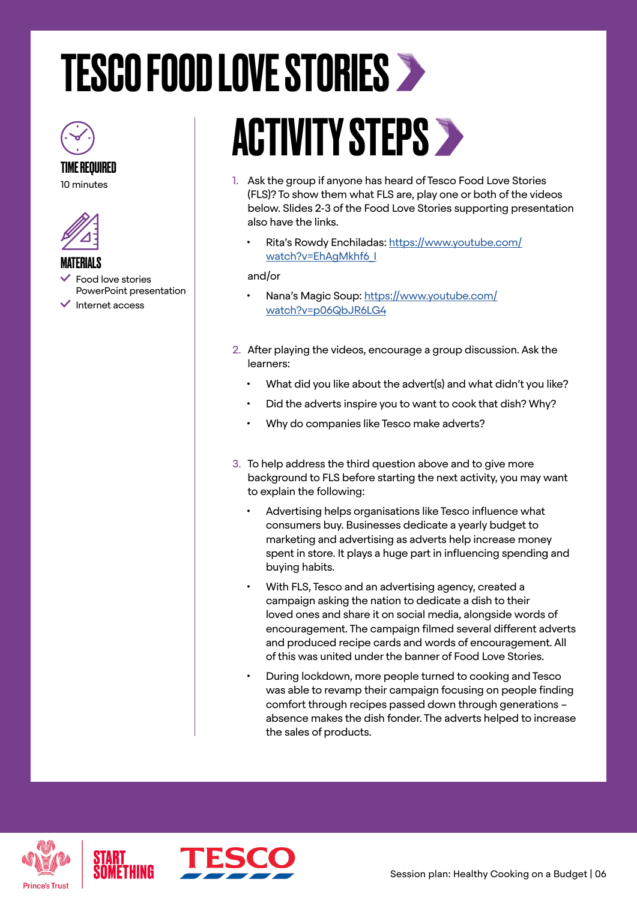# TESCO FOOD LOVE STORIES

**TIME REQUIRED**

10 minutes

**MATERIALS**

- Food love stories PowerPoint presentation
- Internet access

## ACTIVITY STEPS

1. Ask the group if anyone has heard of Tesco Food Love Stories (FLS)? To show them what FLS are, play one or both of the videos below. Slides 2-3 of the Food Love Stories supporting presentation also have the links.

   - Rita's Rowdy Enchiladas: https://www.youtube.com/watch?v=EhAgMkhf6_I

   and/or

   - Nana's Magic Soup: https://www.youtube.com/watch?v=p06QbJR6LG4

2. After playing the videos, encourage a group discussion. Ask the learners:

   - What did you like about the advert(s) and what didn't you like?
   - Did the adverts inspire you to want to cook that dish? Why?
   - Why do companies like Tesco make adverts?

3. To help address the third question above and to give more background to FLS before starting the next activity, you may want to explain the following:

   - Advertising helps organisations like Tesco influence what consumers buy. Businesses dedicate a yearly budget to marketing and advertising as adverts help increase money spent in store. It plays a huge part in influencing spending and buying habits.
   - With FLS, Tesco and an advertising agency, created a campaign asking the nation to dedicate a dish to their loved ones and share it on social media, alongside words of encouragement. The campaign filmed several different adverts and produced recipe cards and words of encouragement. All of this was united under the banner of Food Love Stories.
   - During lockdown, more people turned to cooking and Tesco was able to revamp their campaign focusing on people finding comfort through recipes passed down through generations – absence makes the dish fonder. The adverts helped to increase the sales of products.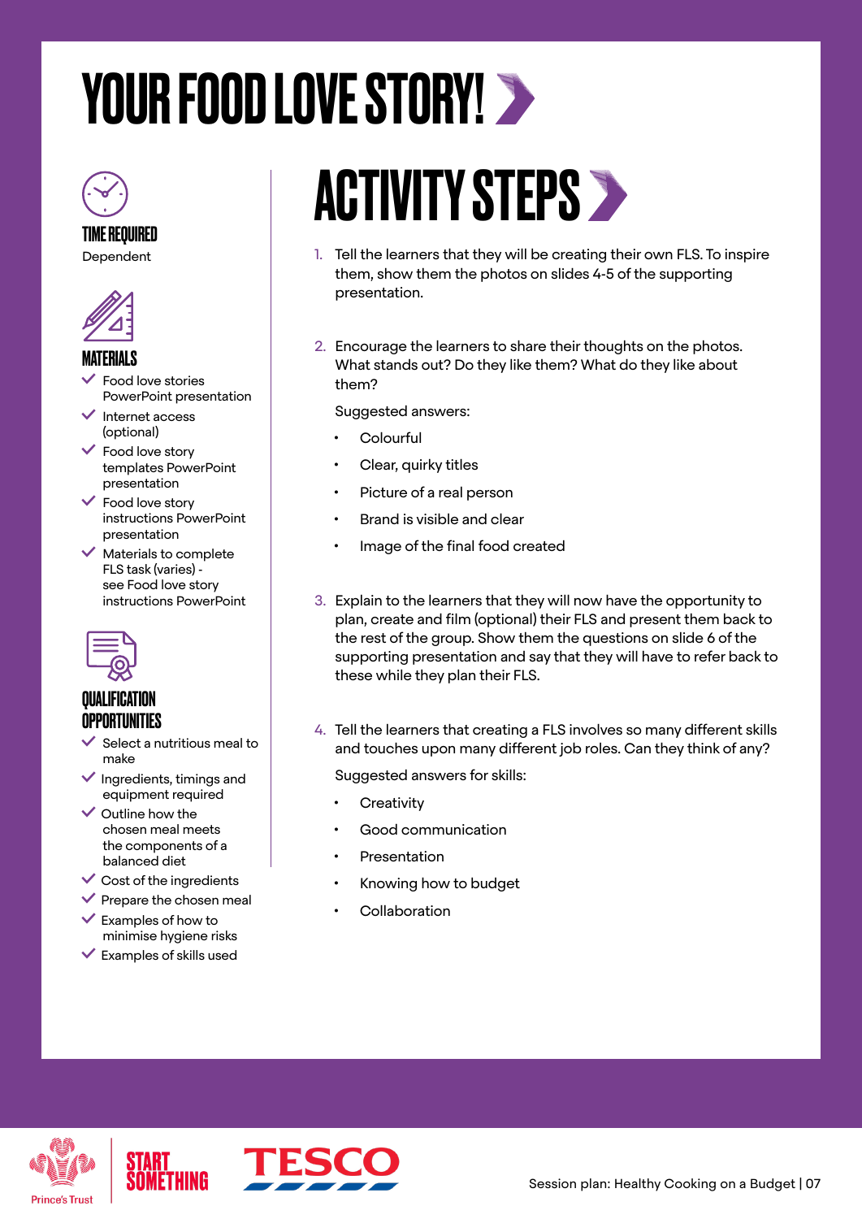# YOUR FOOD LOVE STORY!

### TIME REQUIRED

Dependent

### MATERIALS

- Food love stories PowerPoint presentation
- Internet access (optional)
- Food love story templates PowerPoint presentation
- Food love story instructions PowerPoint presentation
- Materials to complete FLS task (varies) - see Food love story instructions PowerPoint

### QUALIFICATION OPPORTUNITIES

- Select a nutritious meal to make
- Ingredients, timings and equipment required
- Outline how the chosen meal meets the components of a balanced diet
- Cost of the ingredients
- Prepare the chosen meal
- Examples of how to minimise hygiene risks
- Examples of skills used

## ACTIVITY STEPS

1. Tell the learners that they will be creating their own FLS. To inspire them, show them the photos on slides 4-5 of the supporting presentation.

2. Encourage the learners to share their thoughts on the photos. What stands out? Do they like them? What do they like about them?

   Suggested answers:

   - Colourful
   - Clear, quirky titles
   - Picture of a real person
   - Brand is visible and clear
   - Image of the final food created

3. Explain to the learners that they will now have the opportunity to plan, create and film (optional) their FLS and present them back to the rest of the group. Show them the questions on slide 6 of the supporting presentation and say that they will have to refer back to these while they plan their FLS.

4. Tell the learners that creating a FLS involves so many different skills and touches upon many different job roles. Can they think of any?

   Suggested answers for skills:

   - Creativity
   - Good communication
   - Presentation
   - Knowing how to budget
   - Collaboration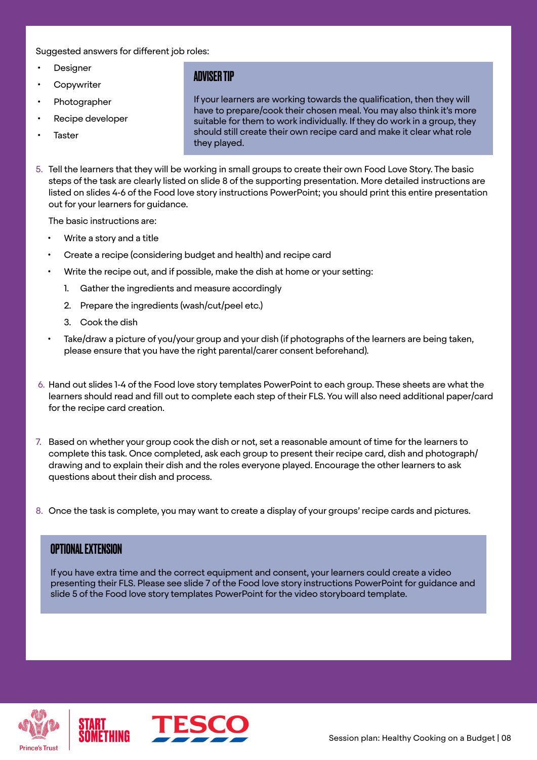Suggested answers for different job roles:

- Designer
- Copywriter
- Photographer
- Recipe developer
- Taster

> **ADVISER TIP**
>
> If your learners are working towards the qualification, then they will have to prepare/cook their chosen meal. You may also think it's more suitable for them to work individually. If they do work in a group, they should still create their own recipe card and make it clear what role they played.

5. Tell the learners that they will be working in small groups to create their own Food Love Story. The basic steps of the task are clearly listed on slide 8 of the supporting presentation. More detailed instructions are listed on slides 4-6 of the Food love story instructions PowerPoint; you should print this entire presentation out for your learners for guidance.

   The basic instructions are:

   - Write a story and a title
   - Create a recipe (considering budget and health) and recipe card
   - Write the recipe out, and if possible, make the dish at home or your setting:
     1. Gather the ingredients and measure accordingly
     2. Prepare the ingredients (wash/cut/peel etc.)
     3. Cook the dish
   - Take/draw a picture of you/your group and your dish (if photographs of the learners are being taken, please ensure that you have the right parental/carer consent beforehand).

6. Hand out slides 1-4 of the Food love story templates PowerPoint to each group. These sheets are what the learners should read and fill out to complete each step of their FLS. You will also need additional paper/card for the recipe card creation.

7. Based on whether your group cook the dish or not, set a reasonable amount of time for the learners to complete this task. Once completed, ask each group to present their recipe card, dish and photograph/drawing and to explain their dish and the roles everyone played. Encourage the other learners to ask questions about their dish and process.

8. Once the task is complete, you may want to create a display of your groups' recipe cards and pictures.

> **OPTIONAL EXTENSION**
>
> If you have extra time and the correct equipment and consent, your learners could create a video presenting their FLS. Please see slide 7 of the Food love story instructions PowerPoint for guidance and slide 5 of the Food love story templates PowerPoint for the video storyboard template.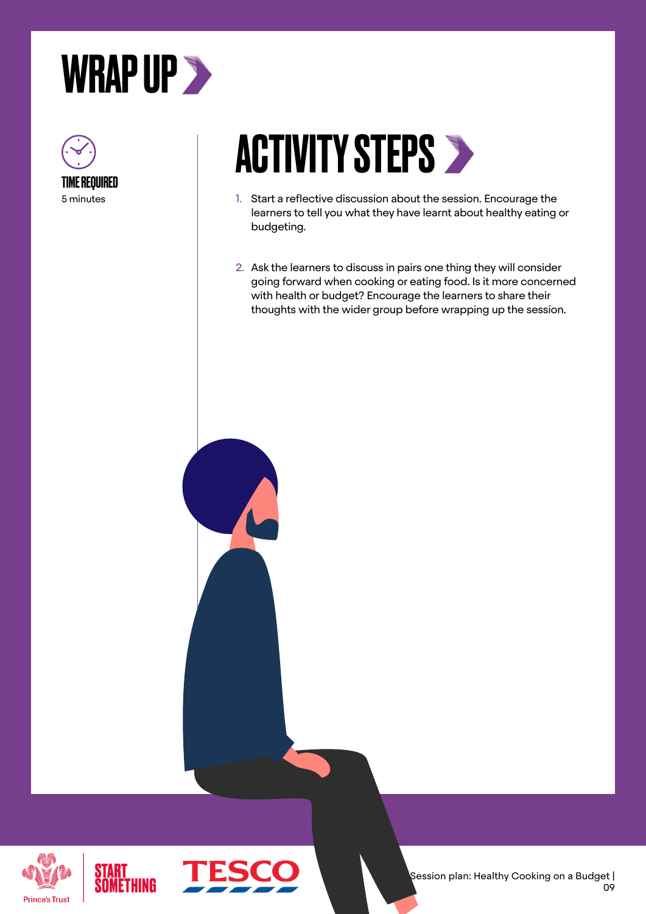# WRAP UP

**TIME REQUIRED**
5 minutes

## ACTIVITY STEPS

1. Start a reflective discussion about the session. Encourage the learners to tell you what they have learnt about healthy eating or budgeting.

2. Ask the learners to discuss in pairs one thing they will consider going forward when cooking or eating food. Is it more concerned with health or budget? Encourage the learners to share their thoughts with the wider group before wrapping up the session.